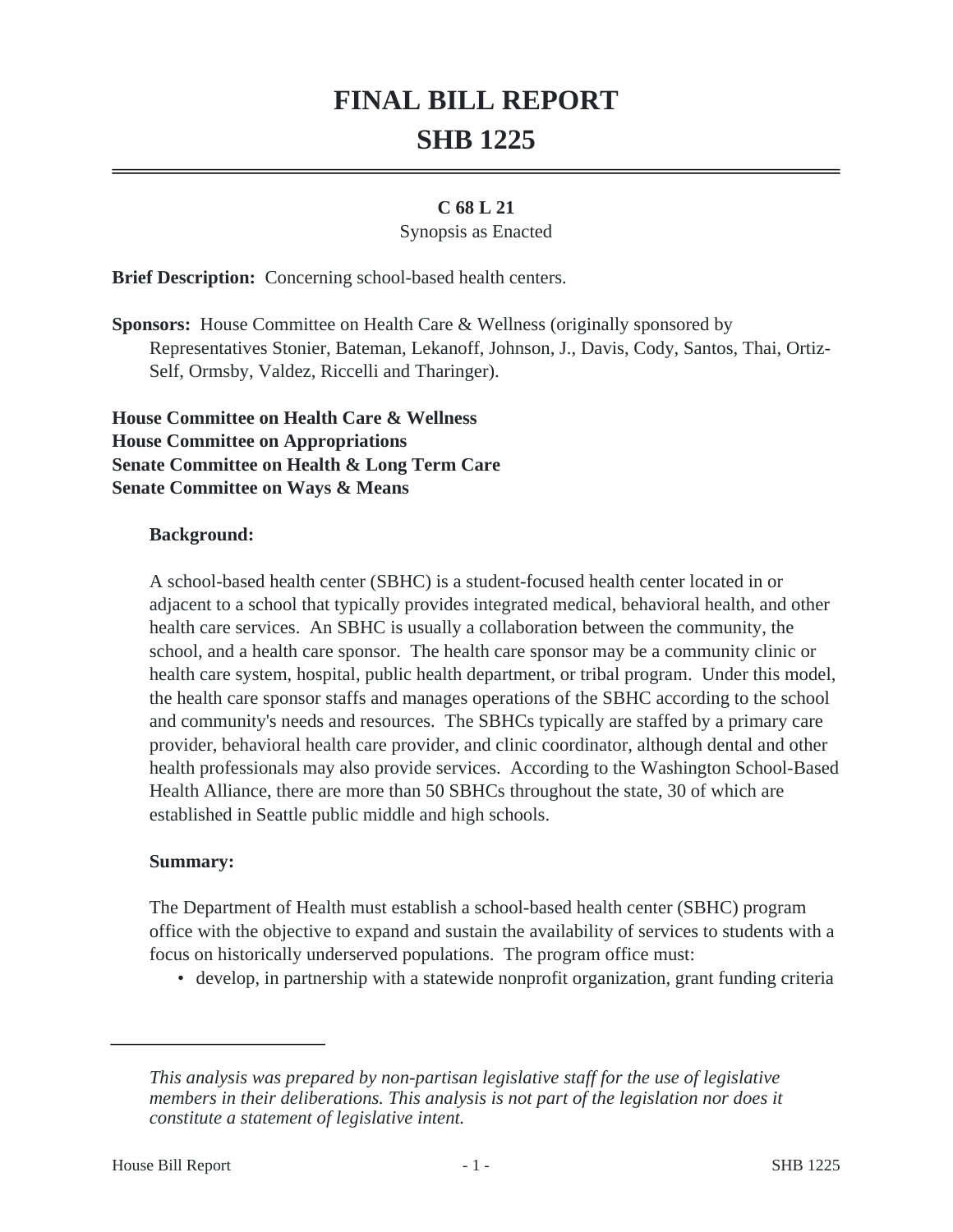# FINAL BILL REPORT
# SHB 1225

**C 68 L 21**

Synopsis as Enacted

**Brief Description:** Concerning school-based health centers.

**Sponsors:** House Committee on Health Care & Wellness (originally sponsored by Representatives Stonier, Bateman, Lekanoff, Johnson, J., Davis, Cody, Santos, Thai, Ortiz-Self, Ormsby, Valdez, Riccelli and Tharinger).

**House Committee on Health Care & Wellness**
**House Committee on Appropriations**
**Senate Committee on Health & Long Term Care**
**Senate Committee on Ways & Means**

**Background:**

A school-based health center (SBHC) is a student-focused health center located in or adjacent to a school that typically provides integrated medical, behavioral health, and other health care services. An SBHC is usually a collaboration between the community, the school, and a health care sponsor. The health care sponsor may be a community clinic or health care system, hospital, public health department, or tribal program. Under this model, the health care sponsor staffs and manages operations of the SBHC according to the school and community's needs and resources. The SBHCs typically are staffed by a primary care provider, behavioral health care provider, and clinic coordinator, although dental and other health professionals may also provide services. According to the Washington School-Based Health Alliance, there are more than 50 SBHCs throughout the state, 30 of which are established in Seattle public middle and high schools.

**Summary:**

The Department of Health must establish a school-based health center (SBHC) program office with the objective to expand and sustain the availability of services to students with a focus on historically underserved populations. The program office must:

- develop, in partnership with a statewide nonprofit organization, grant funding criteria

---

*This analysis was prepared by non-partisan legislative staff for the use of legislative members in their deliberations. This analysis is not part of the legislation nor does it constitute a statement of legislative intent.*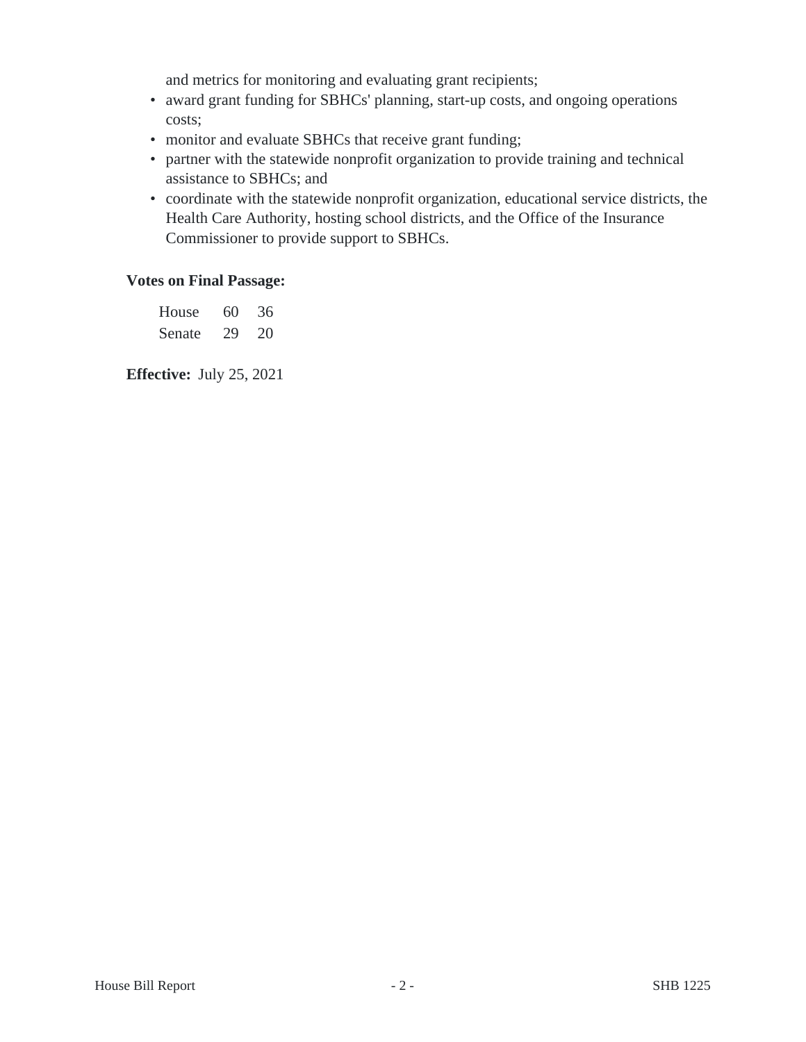and metrics for monitoring and evaluating grant recipients;

- award grant funding for SBHCs' planning, start-up costs, and ongoing operations costs;
- monitor and evaluate SBHCs that receive grant funding;
- partner with the statewide nonprofit organization to provide training and technical assistance to SBHCs; and
- coordinate with the statewide nonprofit organization, educational service districts, the Health Care Authority, hosting school districts, and the Office of the Insurance Commissioner to provide support to SBHCs.

**Votes on Final Passage:**

| | | |
|---|---|---|
| House | 60 | 36 |
| Senate | 29 | 20 |

**Effective:** July 25, 2021